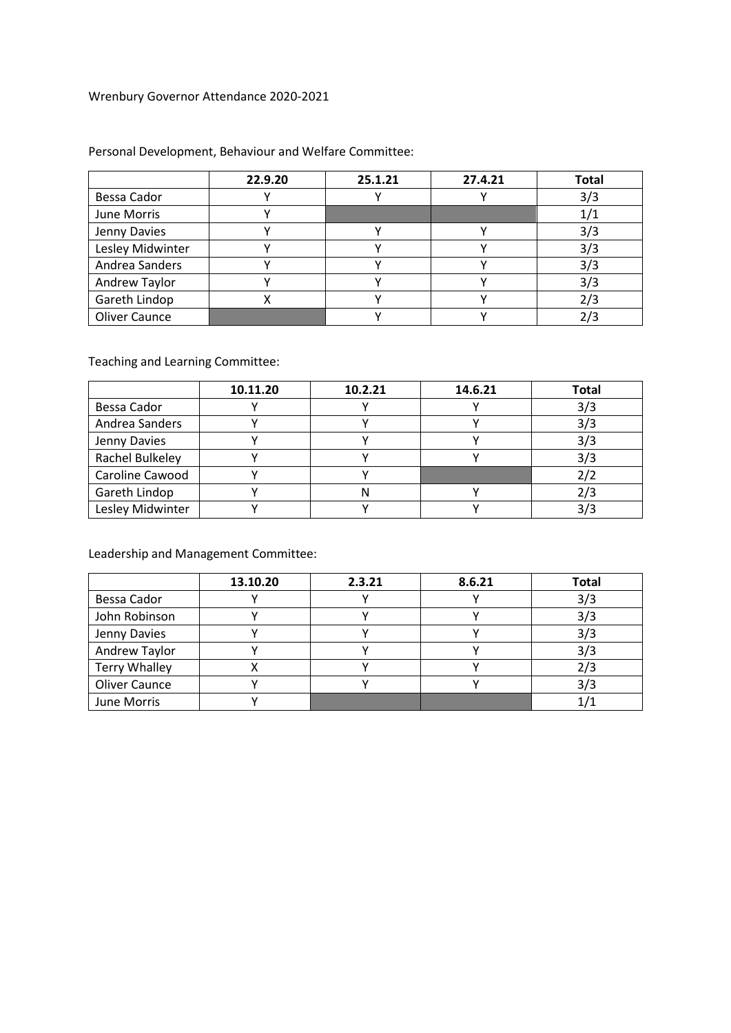Wrenbury Governor Attendance 2020-2021

Personal Development, Behaviour and Welfare Committee:

| | 22.9.20 | 25.1.21 | 27.4.21 | Total |
|---|---|---|---|---|
| Bessa Cador | Y | Y | Y | 3/3 |
| June Morris | Y | | | 1/1 |
| Jenny Davies | Y | Y | Y | 3/3 |
| Lesley Midwinter | Y | Y | Y | 3/3 |
| Andrea Sanders | Y | Y | Y | 3/3 |
| Andrew Taylor | Y | Y | Y | 3/3 |
| Gareth Lindop | X | Y | Y | 2/3 |
| Oliver Caunce | | Y | Y | 2/3 |

Teaching and Learning Committee:

| | 10.11.20 | 10.2.21 | 14.6.21 | Total |
|---|---|---|---|---|
| Bessa Cador | Y | Y | Y | 3/3 |
| Andrea Sanders | Y | Y | Y | 3/3 |
| Jenny Davies | Y | Y | Y | 3/3 |
| Rachel Bulkeley | Y | Y | Y | 3/3 |
| Caroline Cawood | Y | Y | | 2/2 |
| Gareth Lindop | Y | N | Y | 2/3 |
| Lesley Midwinter | Y | Y | Y | 3/3 |

Leadership and Management Committee:

| | 13.10.20 | 2.3.21 | 8.6.21 | Total |
|---|---|---|---|---|
| Bessa Cador | Y | Y | Y | 3/3 |
| John Robinson | Y | Y | Y | 3/3 |
| Jenny Davies | Y | Y | Y | 3/3 |
| Andrew Taylor | Y | Y | Y | 3/3 |
| Terry Whalley | X | Y | Y | 2/3 |
| Oliver Caunce | Y | Y | Y | 3/3 |
| June Morris | Y | | | 1/1 |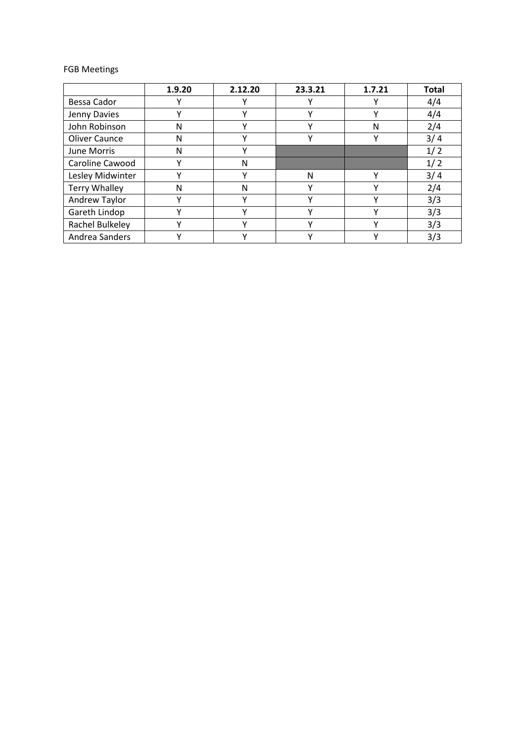FGB Meetings

| | 1.9.20 | 2.12.20 | 23.3.21 | 1.7.21 | Total |
|---|---|---|---|---|---|
| Bessa Cador | Y | Y | Y | Y | 4/4 |
| Jenny Davies | Y | Y | Y | Y | 4/4 |
| John Robinson | N | Y | Y | N | 2/4 |
| Oliver Caunce | N | Y | Y | Y | 3/ 4 |
| June Morris | N | Y | | | 1/ 2 |
| Caroline Cawood | Y | N | | | 1/ 2 |
| Lesley Midwinter | Y | Y | N | Y | 3/ 4 |
| Terry Whalley | N | N | Y | Y | 2/4 |
| Andrew Taylor | Y | Y | Y | Y | 3/3 |
| Gareth Lindop | Y | Y | Y | Y | 3/3 |
| Rachel Bulkeley | Y | Y | Y | Y | 3/3 |
| Andrea Sanders | Y | Y | Y | Y | 3/3 |